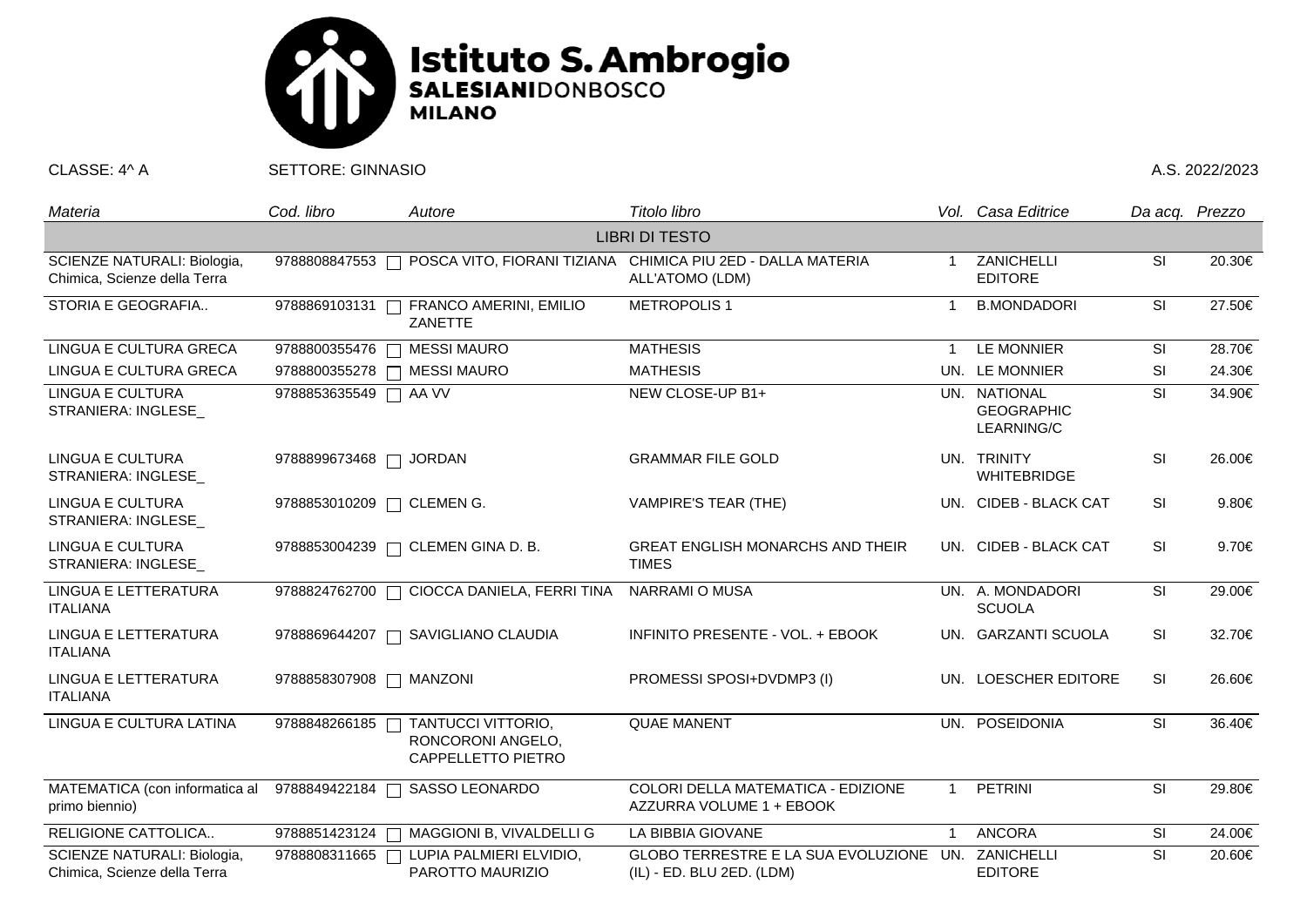# Istituto S. Ambrogio
**SALESIANI**DONBOSCO
**MILANO**

CLASSE: 4^ A SETTORE: GINNASIO A.S. 2022/2023

| *Materia* | *Cod. libro* | *Autore* | *Titolo libro* | *Vol.* | *Casa Editrice* | *Da acq.* | *Prezzo* |
|---|---|---|---|---|---|---|---|
| | | | LIBRI DI TESTO | | | | |
| SCIENZE NATURALI: Biologia, Chimica, Scienze della Terra | 9788808847553 | POSCA VITO, FIORANI TIZIANA | CHIMICA PIU 2ED - DALLA MATERIA ALL'ATOMO (LDM) | 1 | ZANICHELLI EDITORE | SI | 20.30€ |
| STORIA E GEOGRAFIA.. | 9788869103131 | FRANCO AMERINI, EMILIO ZANETTE | METROPOLIS 1 | 1 | B.MONDADORI | SI | 27.50€ |
| LINGUA E CULTURA GRECA | 9788800355476 | MESSI MAURO | MATHESIS | 1 | LE MONNIER | SI | 28.70€ |
| LINGUA E CULTURA GRECA | 9788800355278 | MESSI MAURO | MATHESIS | UN. | LE MONNIER | SI | 24.30€ |
| LINGUA E CULTURA STRANIERA: INGLESE_ | 9788853635549 | AA VV | NEW CLOSE-UP B1+ | UN. | NATIONAL GEOGRAPHIC LEARNING/C | SI | 34.90€ |
| LINGUA E CULTURA STRANIERA: INGLESE_ | 9788899673468 | JORDAN | GRAMMAR FILE GOLD | UN. | TRINITY WHITEBRIDGE | SI | 26.00€ |
| LINGUA E CULTURA STRANIERA: INGLESE_ | 9788853010209 | CLEMEN G. | VAMPIRE'S TEAR (THE) | UN. | CIDEB - BLACK CAT | SI | 9.80€ |
| LINGUA E CULTURA STRANIERA: INGLESE_ | 9788853004239 | CLEMEN GINA D. B. | GREAT ENGLISH MONARCHS AND THEIR TIMES | UN. | CIDEB - BLACK CAT | SI | 9.70€ |
| LINGUA E LETTERATURA ITALIANA | 9788824762700 | CIOCCA DANIELA, FERRI TINA | NARRAMI O MUSA | UN. | A. MONDADORI SCUOLA | SI | 29.00€ |
| LINGUA E LETTERATURA ITALIANA | 9788869644207 | SAVIGLIANO CLAUDIA | INFINITO PRESENTE - VOL. + EBOOK | UN. | GARZANTI SCUOLA | SI | 32.70€ |
| LINGUA E LETTERATURA ITALIANA | 9788858307908 | MANZONI | PROMESSI SPOSI+DVDMP3 (I) | UN. | LOESCHER EDITORE | SI | 26.60€ |
| LINGUA E CULTURA LATINA | 9788848266185 | TANTUCCI VITTORIO, RONCORONI ANGELO, CAPPELLETTO PIETRO | QUAE MANENT | UN. | POSEIDONIA | SI | 36.40€ |
| MATEMATICA (con informatica al primo biennio) | 9788849422184 | SASSO LEONARDO | COLORI DELLA MATEMATICA - EDIZIONE AZZURRA VOLUME 1 + EBOOK | 1 | PETRINI | SI | 29.80€ |
| RELIGIONE CATTOLICA.. | 9788851423124 | MAGGIONI B, VIVALDELLI G | LA BIBBIA GIOVANE | 1 | ANCORA | SI | 24.00€ |
| SCIENZE NATURALI: Biologia, Chimica, Scienze della Terra | 9788808311665 | LUPIA PALMIERI ELVIDIO, PAROTTO MAURIZIO | GLOBO TERRESTRE E LA SUA EVOLUZIONE (IL) - ED. BLU 2ED. (LDM) | UN. | ZANICHELLI EDITORE | SI | 20.60€ |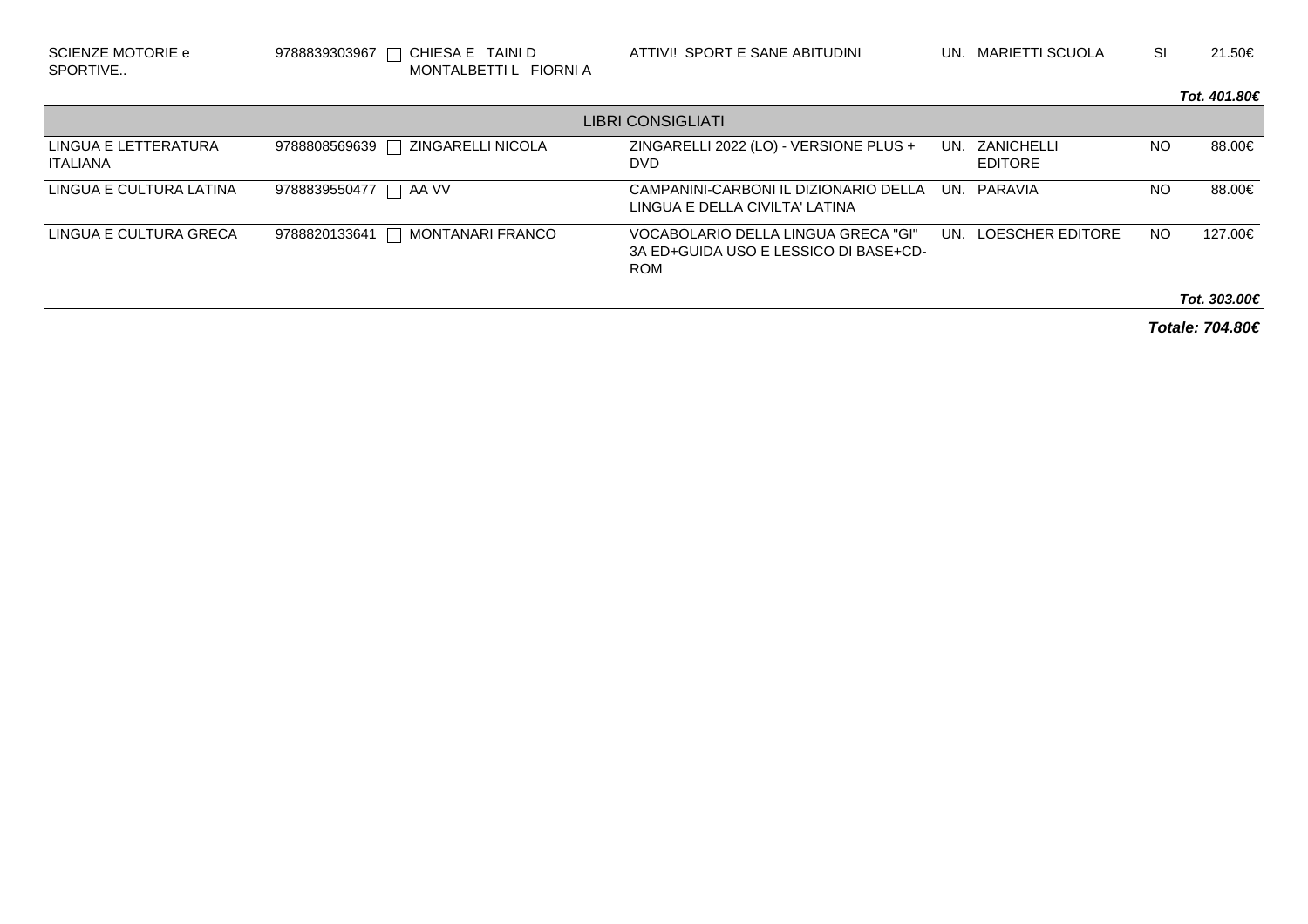| | | | | | | | |
|---|---|---|---|---|---|---|---|
| SCIENZE MOTORIE e SPORTIVE.. | 9788839303967 | ☐ | CHIESA E TAINI D MONTALBETTI L FIORNI A | ATTIVI! SPORT E SANE ABITUDINI | UN. | MARIETTI SCUOLA | SI | 21.50€ |
| | | | | | | | | ***Tot. 401.80€*** |
| | | | | LIBRI CONSIGLIATI | | | | |
| LINGUA E LETTERATURA ITALIANA | 9788808569639 | ☐ | ZINGARELLI NICOLA | ZINGARELLI 2022 (LO) - VERSIONE PLUS + DVD | UN. | ZANICHELLI EDITORE | NO | 88.00€ |
| LINGUA E CULTURA LATINA | 9788839550477 | ☐ | AA VV | CAMPANINI-CARBONI IL DIZIONARIO DELLA LINGUA E DELLA CIVILTA' LATINA | UN. | PARAVIA | NO | 88.00€ |
| LINGUA E CULTURA GRECA | 9788820133641 | ☐ | MONTANARI FRANCO | VOCABOLARIO DELLA LINGUA GRECA "GI" 3A ED+GUIDA USO E LESSICO DI BASE+CD-ROM | UN. | LOESCHER EDITORE | NO | 127.00€ |
| | | | | | | | | ***Tot. 303.00€*** |

***Totale: 704.80€***